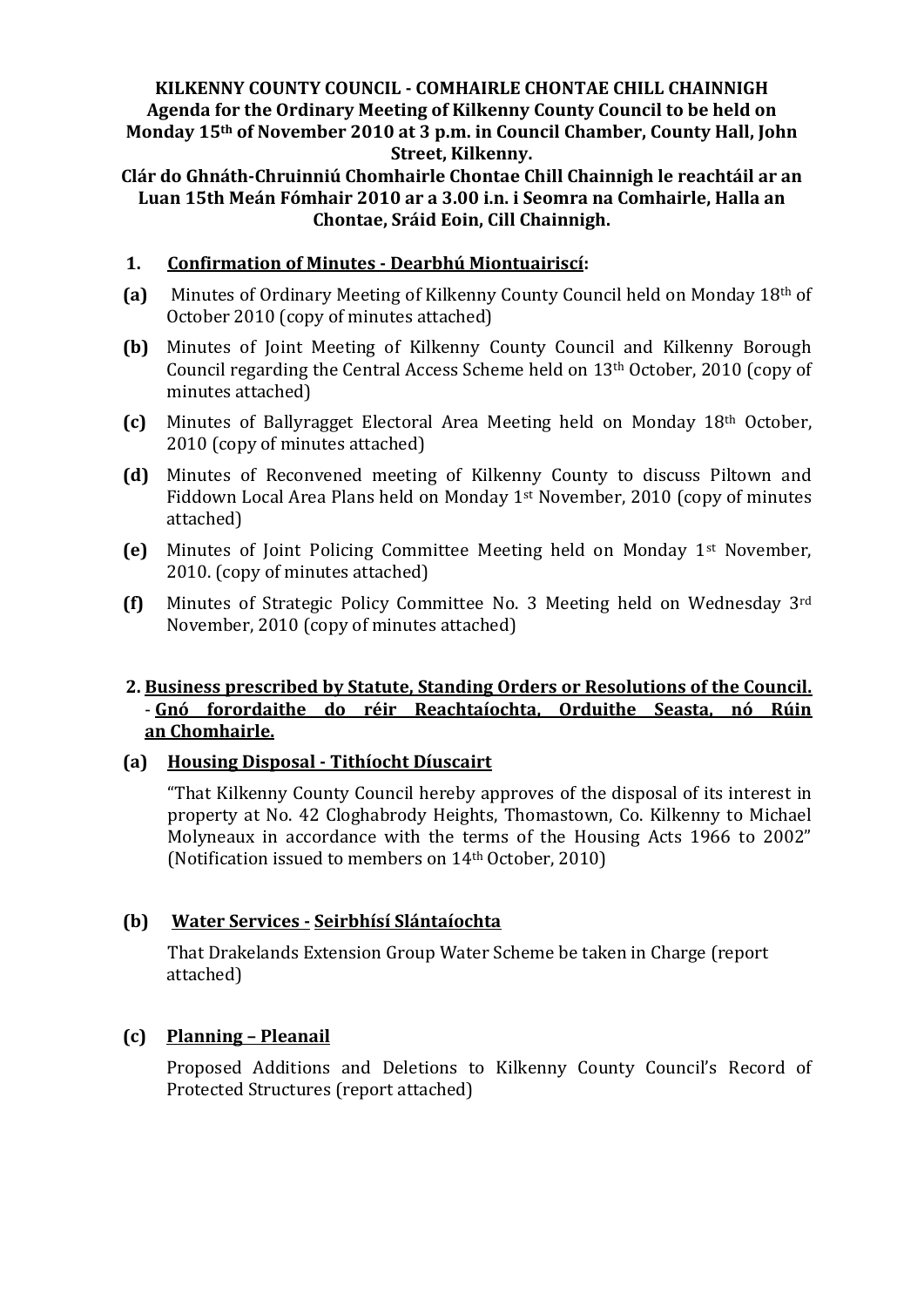**KILKENNY COUNTY COUNCIL - COMHAIRLE CHONTAE CHILL CHAINNIGH**
**Agenda for the Ordinary Meeting of Kilkenny County Council to be held on Monday 15th of November 2010 at 3 p.m. in Council Chamber, County Hall, John Street, Kilkenny.**
**Clár do Ghnáth-Chruinniú Chomhairle Chontae Chill Chainnigh le reachtáil ar an Luan 15th Meán Fómhair 2010 ar a 3.00 i.n. i Seomra na Comhairle, Halla an Chontae, Sráid Eoin, Cill Chainnigh.**

## 1. Confirmation of Minutes - Dearbhú Miontuairiscí:

**(a)** Minutes of Ordinary Meeting of Kilkenny County Council held on Monday 18th of October 2010 (copy of minutes attached)

**(b)** Minutes of Joint Meeting of Kilkenny County Council and Kilkenny Borough Council regarding the Central Access Scheme held on 13th October, 2010 (copy of minutes attached)

**(c)** Minutes of Ballyragget Electoral Area Meeting held on Monday 18th October, 2010 (copy of minutes attached)

**(d)** Minutes of Reconvened meeting of Kilkenny County to discuss Piltown and Fiddown Local Area Plans held on Monday 1st November, 2010 (copy of minutes attached)

**(e)** Minutes of Joint Policing Committee Meeting held on Monday 1st November, 2010. (copy of minutes attached)

**(f)** Minutes of Strategic Policy Committee No. 3 Meeting held on Wednesday 3rd November, 2010 (copy of minutes attached)

## 2. Business prescribed by Statute, Standing Orders or Resolutions of the Council. - Gnó forordaithe do réir Reachtaíochta, Orduithe Seasta, nó Rúin an Chomhairle.

### (a) Housing Disposal - Tithíocht Díuscairt

"That Kilkenny County Council hereby approves of the disposal of its interest in property at No. 42 Cloghabrody Heights, Thomastown, Co. Kilkenny to Michael Molyneaux in accordance with the terms of the Housing Acts 1966 to 2002" (Notification issued to members on 14th October, 2010)

### (b) Water Services - Seirbhísí Slántaíochta

That Drakelands Extension Group Water Scheme be taken in Charge (report attached)

### (c) Planning – Pleanail

Proposed Additions and Deletions to Kilkenny County Council's Record of Protected Structures (report attached)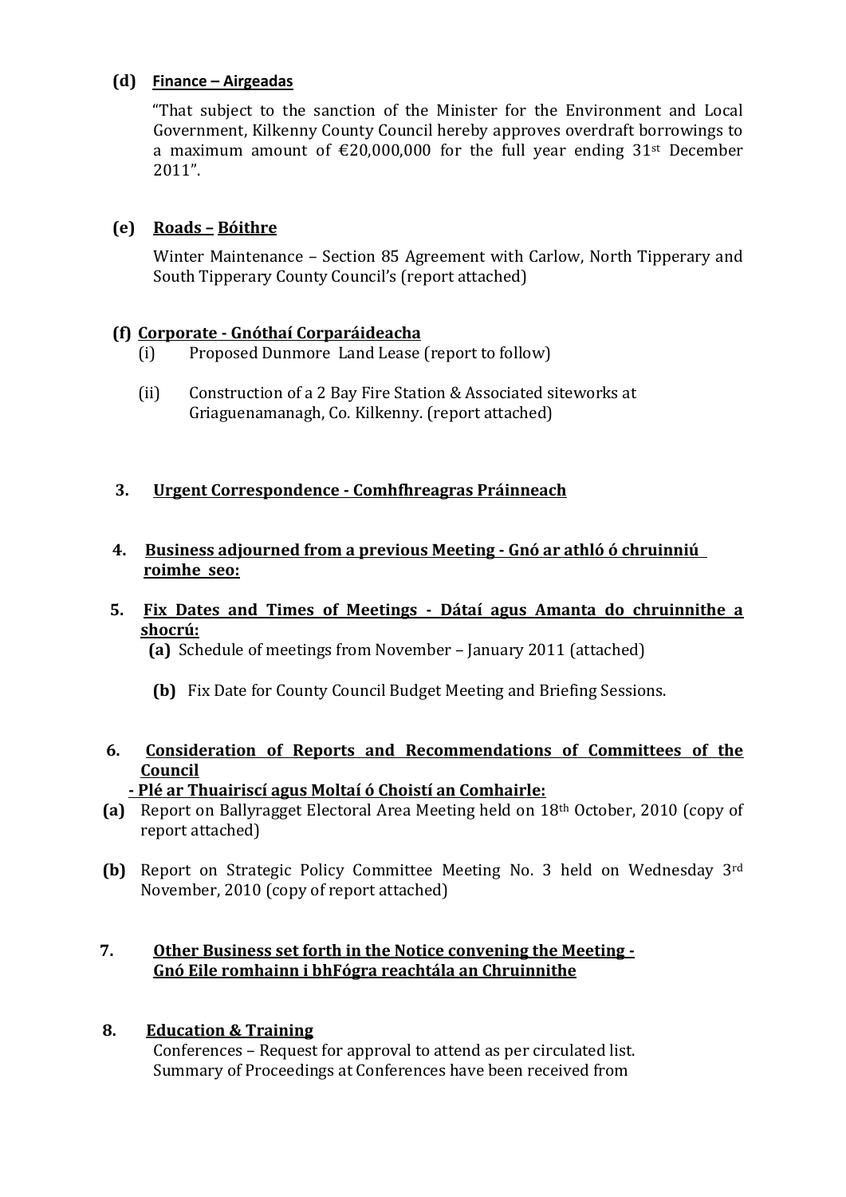**(d)** **Finance – Airgeadas**

"That subject to the sanction of the Minister for the Environment and Local Government, Kilkenny County Council hereby approves overdraft borrowings to a maximum amount of €20,000,000 for the full year ending 31st December 2011".

**(e)** **Roads – Bóithre**

Winter Maintenance – Section 85 Agreement with Carlow, North Tipperary and South Tipperary County Council's (report attached)

**(f)** **Corporate - Gnóthaí Corparáideacha**

(i) Proposed Dunmore Land Lease (report to follow)

(ii) Construction of a 2 Bay Fire Station & Associated siteworks at Griaguenamanagh, Co. Kilkenny. (report attached)

**3. Urgent Correspondence - Comhfhreagras Práinneach**

**4. Business adjourned from a previous Meeting - Gnó ar athló ó chruinniú roimhe seo:**

**5. Fix Dates and Times of Meetings - Dátaí agus Amanta do chruinnithe a shocrú:**

**(a)** Schedule of meetings from November – January 2011 (attached)

**(b)** Fix Date for County Council Budget Meeting and Briefing Sessions.

**6. Consideration of Reports and Recommendations of Committees of the Council - Plé ar Thuairiscí agus Moltaí ó Choistí an Comhairle:**

**(a)** Report on Ballyragget Electoral Area Meeting held on 18th October, 2010 (copy of report attached)

**(b)** Report on Strategic Policy Committee Meeting No. 3 held on Wednesday 3rd November, 2010 (copy of report attached)

**7. Other Business set forth in the Notice convening the Meeting - Gnó Eile romhainn i bhFógra reachtála an Chruinnithe**

**8. Education & Training**

Conferences – Request for approval to attend as per circulated list.
Summary of Proceedings at Conferences have been received from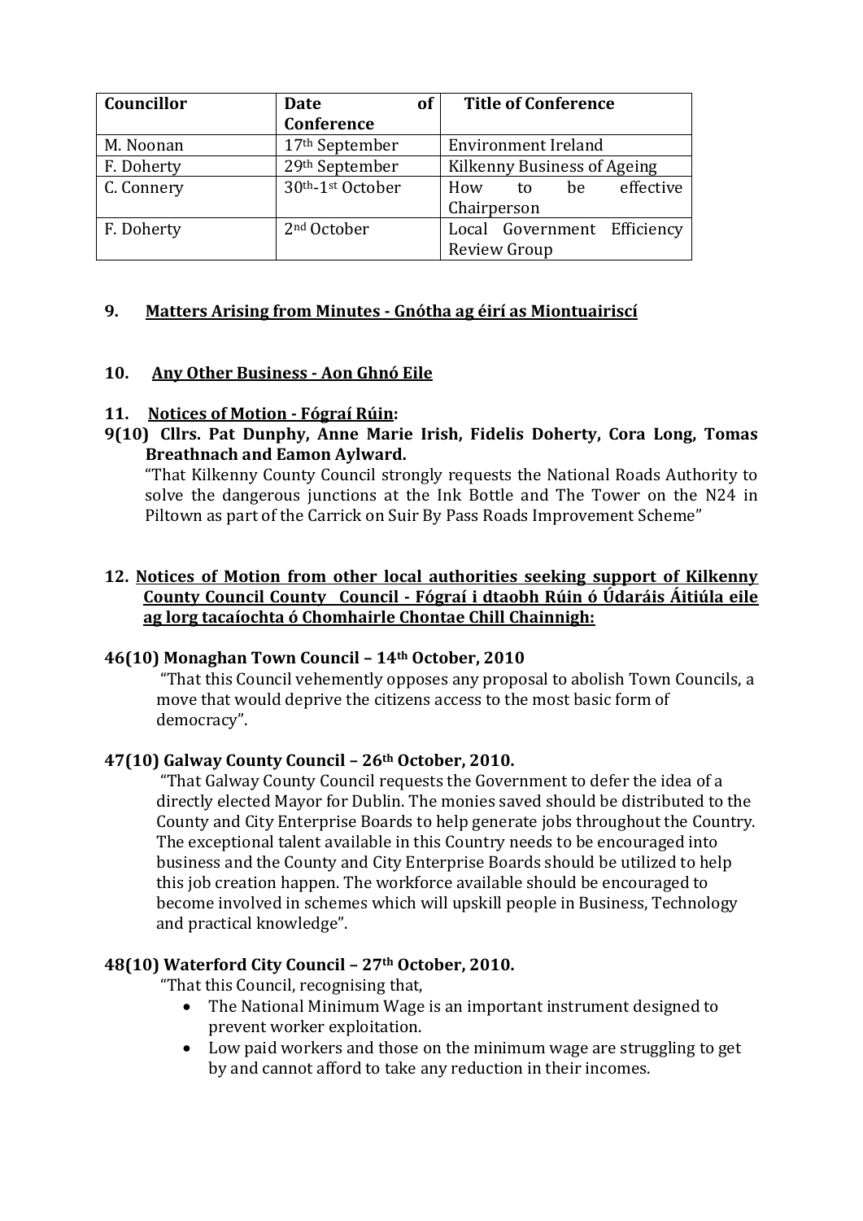| Councillor | Date of Conference | Title of Conference |
| --- | --- | --- |
| M. Noonan | 17th September | Environment Ireland |
| F. Doherty | 29th September | Kilkenny Business of Ageing |
| C. Connery | 30th-1st October | How to be effective Chairperson |
| F. Doherty | 2nd October | Local Government Efficiency Review Group |

**9. Matters Arising from Minutes - Gnótha ag éirí as Miontuairiscí**

**10. Any Other Business - Aon Ghnó Eile**

**11. Notices of Motion - Fógraí Rúin:**

**9(10) Cllrs. Pat Dunphy, Anne Marie Irish, Fidelis Doherty, Cora Long, Tomas Breathnach and Eamon Aylward.**

"That Kilkenny County Council strongly requests the National Roads Authority to solve the dangerous junctions at the Ink Bottle and The Tower on the N24 in Piltown as part of the Carrick on Suir By Pass Roads Improvement Scheme"

**12. Notices of Motion from other local authorities seeking support of Kilkenny County Council County Council - Fógraí i dtaobh Rúin ó Údaráis Áitiúla eile ag lorg tacaíochta ó Chomhairle Chontae Chill Chainnigh:**

**46(10) Monaghan Town Council – 14th October, 2010**

"That this Council vehemently opposes any proposal to abolish Town Councils, a move that would deprive the citizens access to the most basic form of democracy".

**47(10) Galway County Council – 26th October, 2010.**

"That Galway County Council requests the Government to defer the idea of a directly elected Mayor for Dublin. The monies saved should be distributed to the County and City Enterprise Boards to help generate jobs throughout the Country. The exceptional talent available in this Country needs to be encouraged into business and the County and City Enterprise Boards should be utilized to help this job creation happen. The workforce available should be encouraged to become involved in schemes which will upskill people in Business, Technology and practical knowledge".

**48(10) Waterford City Council – 27th October, 2010.**

"That this Council, recognising that,

- The National Minimum Wage is an important instrument designed to prevent worker exploitation.
- Low paid workers and those on the minimum wage are struggling to get by and cannot afford to take any reduction in their incomes.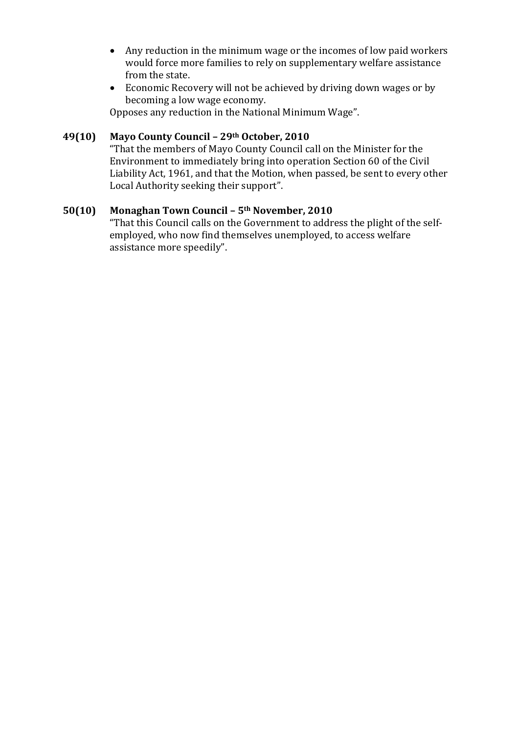- Any reduction in the minimum wage or the incomes of low paid workers would force more families to rely on supplementary welfare assistance from the state.
- Economic Recovery will not be achieved by driving down wages or by becoming a low wage economy.

Opposes any reduction in the National Minimum Wage".

**49(10) Mayo County Council – 29th October, 2010**

"That the members of Mayo County Council call on the Minister for the Environment to immediately bring into operation Section 60 of the Civil Liability Act, 1961, and that the Motion, when passed, be sent to every other Local Authority seeking their support".

**50(10) Monaghan Town Council – 5th November, 2010**

"That this Council calls on the Government to address the plight of the self-employed, who now find themselves unemployed, to access welfare assistance more speedily".